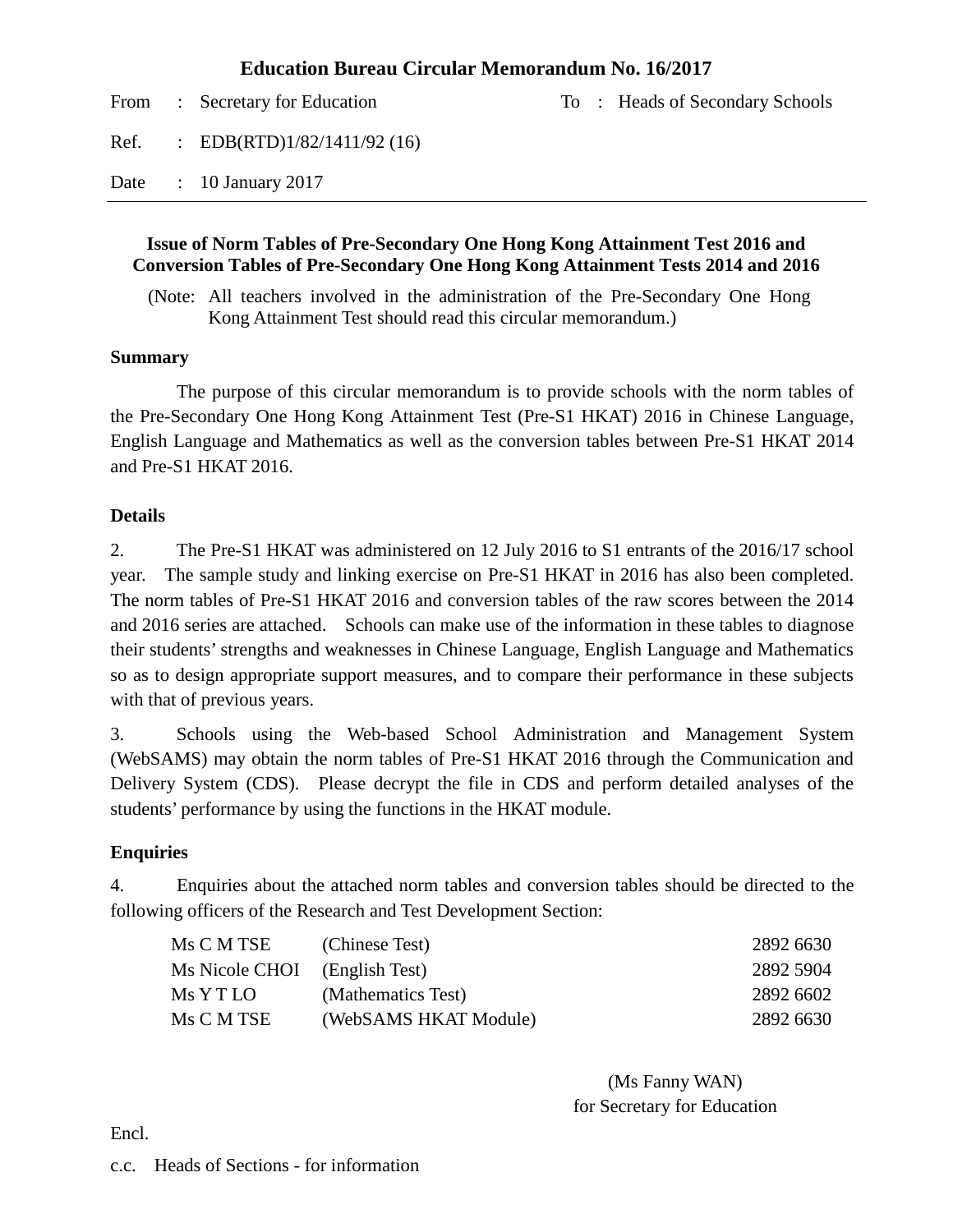# Education Bureau Circular Memorandum No. 16/2017

| | | | |
|---|---|---|---|
| From | : Secretary for Education | To | : Heads of Secondary Schools |
| Ref. | : EDB(RTD)1/82/1411/92 (16) | | |
| Date | : 10 January 2017 | | |

## Issue of Norm Tables of Pre-Secondary One Hong Kong Attainment Test 2016 and Conversion Tables of Pre-Secondary One Hong Kong Attainment Tests 2014 and 2016

(Note: All teachers involved in the administration of the Pre-Secondary One Hong Kong Attainment Test should read this circular memorandum.)

**Summary**

The purpose of this circular memorandum is to provide schools with the norm tables of the Pre-Secondary One Hong Kong Attainment Test (Pre-S1 HKAT) 2016 in Chinese Language, English Language and Mathematics as well as the conversion tables between Pre-S1 HKAT 2014 and Pre-S1 HKAT 2016.

**Details**

2. The Pre-S1 HKAT was administered on 12 July 2016 to S1 entrants of the 2016/17 school year. The sample study and linking exercise on Pre-S1 HKAT in 2016 has also been completed. The norm tables of Pre-S1 HKAT 2016 and conversion tables of the raw scores between the 2014 and 2016 series are attached. Schools can make use of the information in these tables to diagnose their students' strengths and weaknesses in Chinese Language, English Language and Mathematics so as to design appropriate support measures, and to compare their performance in these subjects with that of previous years.

3. Schools using the Web-based School Administration and Management System (WebSAMS) may obtain the norm tables of Pre-S1 HKAT 2016 through the Communication and Delivery System (CDS). Please decrypt the file in CDS and perform detailed analyses of the students' performance by using the functions in the HKAT module.

**Enquiries**

4. Enquiries about the attached norm tables and conversion tables should be directed to the following officers of the Research and Test Development Section:

| | | |
|---|---|---|
| Ms C M TSE | (Chinese Test) | 2892 6630 |
| Ms Nicole CHOI | (English Test) | 2892 5904 |
| Ms Y T LO | (Mathematics Test) | 2892 6602 |
| Ms C M TSE | (WebSAMS HKAT Module) | 2892 6630 |

(Ms Fanny WAN)
for Secretary for Education

Encl.

c.c. Heads of Sections - for information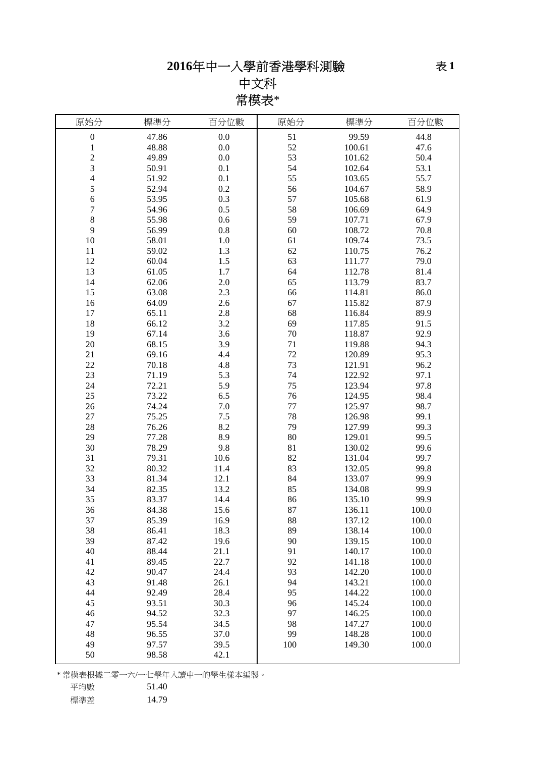# 2016年中一入學前香港學科測驗

表 1

## 中文科

## 常模表*

| 原始分 | 標準分 | 百分位數 | 原始分 | 標準分 | 百分位數 |
|---|---|---|---|---|---|
| 0 | 47.86 | 0.0 | 51 | 99.59 | 44.8 |
| 1 | 48.88 | 0.0 | 52 | 100.61 | 47.6 |
| 2 | 49.89 | 0.0 | 53 | 101.62 | 50.4 |
| 3 | 50.91 | 0.1 | 54 | 102.64 | 53.1 |
| 4 | 51.92 | 0.1 | 55 | 103.65 | 55.7 |
| 5 | 52.94 | 0.2 | 56 | 104.67 | 58.9 |
| 6 | 53.95 | 0.3 | 57 | 105.68 | 61.9 |
| 7 | 54.96 | 0.5 | 58 | 106.69 | 64.9 |
| 8 | 55.98 | 0.6 | 59 | 107.71 | 67.9 |
| 9 | 56.99 | 0.8 | 60 | 108.72 | 70.8 |
| 10 | 58.01 | 1.0 | 61 | 109.74 | 73.5 |
| 11 | 59.02 | 1.3 | 62 | 110.75 | 76.2 |
| 12 | 60.04 | 1.5 | 63 | 111.77 | 79.0 |
| 13 | 61.05 | 1.7 | 64 | 112.78 | 81.4 |
| 14 | 62.06 | 2.0 | 65 | 113.79 | 83.7 |
| 15 | 63.08 | 2.3 | 66 | 114.81 | 86.0 |
| 16 | 64.09 | 2.6 | 67 | 115.82 | 87.9 |
| 17 | 65.11 | 2.8 | 68 | 116.84 | 89.9 |
| 18 | 66.12 | 3.2 | 69 | 117.85 | 91.5 |
| 19 | 67.14 | 3.6 | 70 | 118.87 | 92.9 |
| 20 | 68.15 | 3.9 | 71 | 119.88 | 94.3 |
| 21 | 69.16 | 4.4 | 72 | 120.89 | 95.3 |
| 22 | 70.18 | 4.8 | 73 | 121.91 | 96.2 |
| 23 | 71.19 | 5.3 | 74 | 122.92 | 97.1 |
| 24 | 72.21 | 5.9 | 75 | 123.94 | 97.8 |
| 25 | 73.22 | 6.5 | 76 | 124.95 | 98.4 |
| 26 | 74.24 | 7.0 | 77 | 125.97 | 98.7 |
| 27 | 75.25 | 7.5 | 78 | 126.98 | 99.1 |
| 28 | 76.26 | 8.2 | 79 | 127.99 | 99.3 |
| 29 | 77.28 | 8.9 | 80 | 129.01 | 99.5 |
| 30 | 78.29 | 9.8 | 81 | 130.02 | 99.6 |
| 31 | 79.31 | 10.6 | 82 | 131.04 | 99.7 |
| 32 | 80.32 | 11.4 | 83 | 132.05 | 99.8 |
| 33 | 81.34 | 12.1 | 84 | 133.07 | 99.9 |
| 34 | 82.35 | 13.2 | 85 | 134.08 | 99.9 |
| 35 | 83.37 | 14.4 | 86 | 135.10 | 99.9 |
| 36 | 84.38 | 15.6 | 87 | 136.11 | 100.0 |
| 37 | 85.39 | 16.9 | 88 | 137.12 | 100.0 |
| 38 | 86.41 | 18.3 | 89 | 138.14 | 100.0 |
| 39 | 87.42 | 19.6 | 90 | 139.15 | 100.0 |
| 40 | 88.44 | 21.1 | 91 | 140.17 | 100.0 |
| 41 | 89.45 | 22.7 | 92 | 141.18 | 100.0 |
| 42 | 90.47 | 24.4 | 93 | 142.20 | 100.0 |
| 43 | 91.48 | 26.1 | 94 | 143.21 | 100.0 |
| 44 | 92.49 | 28.4 | 95 | 144.22 | 100.0 |
| 45 | 93.51 | 30.3 | 96 | 145.24 | 100.0 |
| 46 | 94.52 | 32.3 | 97 | 146.25 | 100.0 |
| 47 | 95.54 | 34.5 | 98 | 147.27 | 100.0 |
| 48 | 96.55 | 37.0 | 99 | 148.28 | 100.0 |
| 49 | 97.57 | 39.5 | 100 | 149.30 | 100.0 |
| 50 | 98.58 | 42.1 | | | |

* 常模表根據二零一六/一七學年入讀中一的學生樣本編製。

平均數 51.40

標準差 14.79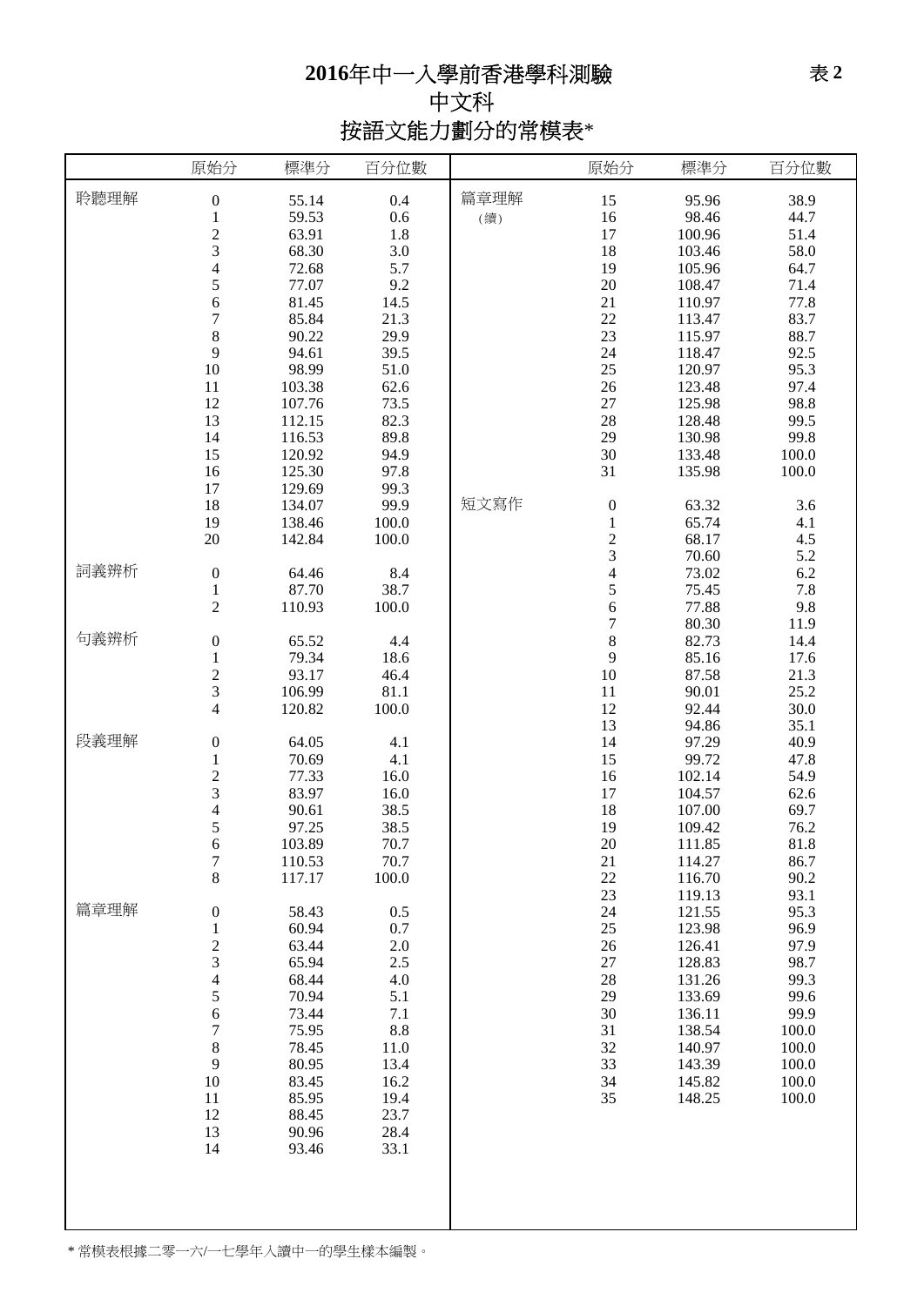表 2

# 2016年中一入學前香港學科測驗
## 中文科
## 按語文能力劃分的常模表*

| | 原始分 | 標準分 | 百分位數 |
|---|---|---|---|
| 聆聽理解 | 0 | 55.14 | 0.4 |
| | 1 | 59.53 | 0.6 |
| | 2 | 63.91 | 1.8 |
| | 3 | 68.30 | 3.0 |
| | 4 | 72.68 | 5.7 |
| | 5 | 77.07 | 9.2 |
| | 6 | 81.45 | 14.5 |
| | 7 | 85.84 | 21.3 |
| | 8 | 90.22 | 29.9 |
| | 9 | 94.61 | 39.5 |
| | 10 | 98.99 | 51.0 |
| | 11 | 103.38 | 62.6 |
| | 12 | 107.76 | 73.5 |
| | 13 | 112.15 | 82.3 |
| | 14 | 116.53 | 89.8 |
| | 15 | 120.92 | 94.9 |
| | 16 | 125.30 | 97.8 |
| | 17 | 129.69 | 99.3 |
| | 18 | 134.07 | 99.9 |
| | 19 | 138.46 | 100.0 |
| | 20 | 142.84 | 100.0 |
| 詞義辨析 | 0 | 64.46 | 8.4 |
| | 1 | 87.70 | 38.7 |
| | 2 | 110.93 | 100.0 |
| 句義辨析 | 0 | 65.52 | 4.4 |
| | 1 | 79.34 | 18.6 |
| | 2 | 93.17 | 46.4 |
| | 3 | 106.99 | 81.1 |
| | 4 | 120.82 | 100.0 |
| 段義理解 | 0 | 64.05 | 4.1 |
| | 1 | 70.69 | 4.1 |
| | 2 | 77.33 | 16.0 |
| | 3 | 83.97 | 16.0 |
| | 4 | 90.61 | 38.5 |
| | 5 | 97.25 | 38.5 |
| | 6 | 103.89 | 70.7 |
| | 7 | 110.53 | 70.7 |
| | 8 | 117.17 | 100.0 |
| 篇章理解 | 0 | 58.43 | 0.5 |
| | 1 | 60.94 | 0.7 |
| | 2 | 63.44 | 2.0 |
| | 3 | 65.94 | 2.5 |
| | 4 | 68.44 | 4.0 |
| | 5 | 70.94 | 5.1 |
| | 6 | 73.44 | 7.1 |
| | 7 | 75.95 | 8.8 |
| | 8 | 78.45 | 11.0 |
| | 9 | 80.95 | 13.4 |
| | 10 | 83.45 | 16.2 |
| | 11 | 85.95 | 19.4 |
| | 12 | 88.45 | 23.7 |
| | 13 | 90.96 | 28.4 |
| | 14 | 93.46 | 33.1 |
| 篇章理解 (續) | 15 | 95.96 | 38.9 |
| | 16 | 98.46 | 44.7 |
| | 17 | 100.96 | 51.4 |
| | 18 | 103.46 | 58.0 |
| | 19 | 105.96 | 64.7 |
| | 20 | 108.47 | 71.4 |
| | 21 | 110.97 | 77.8 |
| | 22 | 113.47 | 83.7 |
| | 23 | 115.97 | 88.7 |
| | 24 | 118.47 | 92.5 |
| | 25 | 120.97 | 95.3 |
| | 26 | 123.48 | 97.4 |
| | 27 | 125.98 | 98.8 |
| | 28 | 128.48 | 99.5 |
| | 29 | 130.98 | 99.8 |
| | 30 | 133.48 | 100.0 |
| | 31 | 135.98 | 100.0 |
| 短文寫作 | 0 | 63.32 | 3.6 |
| | 1 | 65.74 | 4.1 |
| | 2 | 68.17 | 4.5 |
| | 3 | 70.60 | 5.2 |
| | 4 | 73.02 | 6.2 |
| | 5 | 75.45 | 7.8 |
| | 6 | 77.88 | 9.8 |
| | 7 | 80.30 | 11.9 |
| | 8 | 82.73 | 14.4 |
| | 9 | 85.16 | 17.6 |
| | 10 | 87.58 | 21.3 |
| | 11 | 90.01 | 25.2 |
| | 12 | 92.44 | 30.0 |
| | 13 | 94.86 | 35.1 |
| | 14 | 97.29 | 40.9 |
| | 15 | 99.72 | 47.8 |
| | 16 | 102.14 | 54.9 |
| | 17 | 104.57 | 62.6 |
| | 18 | 107.00 | 69.7 |
| | 19 | 109.42 | 76.2 |
| | 20 | 111.85 | 81.8 |
| | 21 | 114.27 | 86.7 |
| | 22 | 116.70 | 90.2 |
| | 23 | 119.13 | 93.1 |
| | 24 | 121.55 | 95.3 |
| | 25 | 123.98 | 96.9 |
| | 26 | 126.41 | 97.9 |
| | 27 | 128.83 | 98.7 |
| | 28 | 131.26 | 99.3 |
| | 29 | 133.69 | 99.6 |
| | 30 | 136.11 | 99.9 |
| | 31 | 138.54 | 100.0 |
| | 32 | 140.97 | 100.0 |
| | 33 | 143.39 | 100.0 |
| | 34 | 145.82 | 100.0 |
| | 35 | 148.25 | 100.0 |

\* 常模表根據二零一六/一七學年入讀中一的學生樣本編製。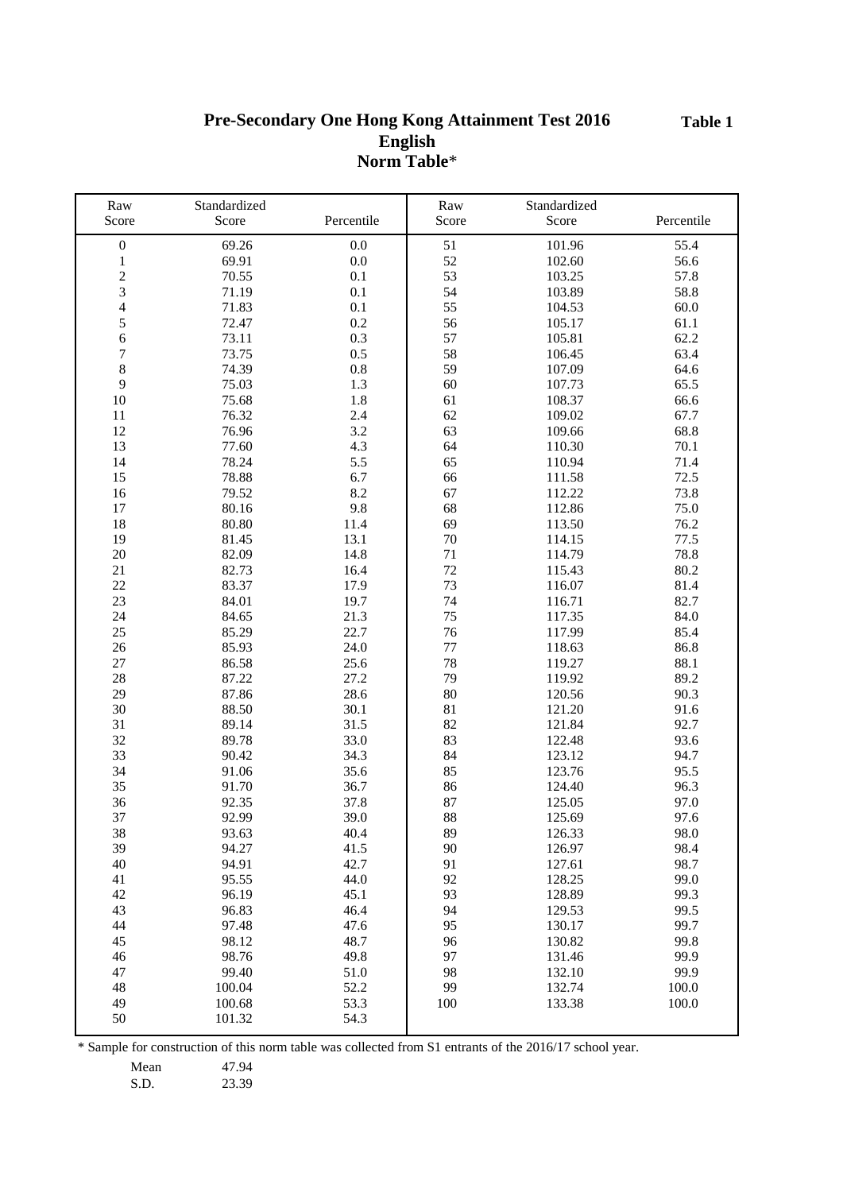**Table 1**

# Pre-Secondary One Hong Kong Attainment Test 2016
## English
## Norm Table*

| Raw Score | Standardized Score | Percentile | Raw Score | Standardized Score | Percentile |
|---|---|---|---|---|---|
| 0 | 69.26 | 0.0 | 51 | 101.96 | 55.4 |
| 1 | 69.91 | 0.0 | 52 | 102.60 | 56.6 |
| 2 | 70.55 | 0.1 | 53 | 103.25 | 57.8 |
| 3 | 71.19 | 0.1 | 54 | 103.89 | 58.8 |
| 4 | 71.83 | 0.1 | 55 | 104.53 | 60.0 |
| 5 | 72.47 | 0.2 | 56 | 105.17 | 61.1 |
| 6 | 73.11 | 0.3 | 57 | 105.81 | 62.2 |
| 7 | 73.75 | 0.5 | 58 | 106.45 | 63.4 |
| 8 | 74.39 | 0.8 | 59 | 107.09 | 64.6 |
| 9 | 75.03 | 1.3 | 60 | 107.73 | 65.5 |
| 10 | 75.68 | 1.8 | 61 | 108.37 | 66.6 |
| 11 | 76.32 | 2.4 | 62 | 109.02 | 67.7 |
| 12 | 76.96 | 3.2 | 63 | 109.66 | 68.8 |
| 13 | 77.60 | 4.3 | 64 | 110.30 | 70.1 |
| 14 | 78.24 | 5.5 | 65 | 110.94 | 71.4 |
| 15 | 78.88 | 6.7 | 66 | 111.58 | 72.5 |
| 16 | 79.52 | 8.2 | 67 | 112.22 | 73.8 |
| 17 | 80.16 | 9.8 | 68 | 112.86 | 75.0 |
| 18 | 80.80 | 11.4 | 69 | 113.50 | 76.2 |
| 19 | 81.45 | 13.1 | 70 | 114.15 | 77.5 |
| 20 | 82.09 | 14.8 | 71 | 114.79 | 78.8 |
| 21 | 82.73 | 16.4 | 72 | 115.43 | 80.2 |
| 22 | 83.37 | 17.9 | 73 | 116.07 | 81.4 |
| 23 | 84.01 | 19.7 | 74 | 116.71 | 82.7 |
| 24 | 84.65 | 21.3 | 75 | 117.35 | 84.0 |
| 25 | 85.29 | 22.7 | 76 | 117.99 | 85.4 |
| 26 | 85.93 | 24.0 | 77 | 118.63 | 86.8 |
| 27 | 86.58 | 25.6 | 78 | 119.27 | 88.1 |
| 28 | 87.22 | 27.2 | 79 | 119.92 | 89.2 |
| 29 | 87.86 | 28.6 | 80 | 120.56 | 90.3 |
| 30 | 88.50 | 30.1 | 81 | 121.20 | 91.6 |
| 31 | 89.14 | 31.5 | 82 | 121.84 | 92.7 |
| 32 | 89.78 | 33.0 | 83 | 122.48 | 93.6 |
| 33 | 90.42 | 34.3 | 84 | 123.12 | 94.7 |
| 34 | 91.06 | 35.6 | 85 | 123.76 | 95.5 |
| 35 | 91.70 | 36.7 | 86 | 124.40 | 96.3 |
| 36 | 92.35 | 37.8 | 87 | 125.05 | 97.0 |
| 37 | 92.99 | 39.0 | 88 | 125.69 | 97.6 |
| 38 | 93.63 | 40.4 | 89 | 126.33 | 98.0 |
| 39 | 94.27 | 41.5 | 90 | 126.97 | 98.4 |
| 40 | 94.91 | 42.7 | 91 | 127.61 | 98.7 |
| 41 | 95.55 | 44.0 | 92 | 128.25 | 99.0 |
| 42 | 96.19 | 45.1 | 93 | 128.89 | 99.3 |
| 43 | 96.83 | 46.4 | 94 | 129.53 | 99.5 |
| 44 | 97.48 | 47.6 | 95 | 130.17 | 99.7 |
| 45 | 98.12 | 48.7 | 96 | 130.82 | 99.8 |
| 46 | 98.76 | 49.8 | 97 | 131.46 | 99.9 |
| 47 | 99.40 | 51.0 | 98 | 132.10 | 99.9 |
| 48 | 100.04 | 52.2 | 99 | 132.74 | 100.0 |
| 49 | 100.68 | 53.3 | 100 | 133.38 | 100.0 |
| 50 | 101.32 | 54.3 | | | |

* Sample for construction of this norm table was collected from S1 entrants of the 2016/17 school year.

| | |
|---|---|
| Mean | 47.94 |
| S.D. | 23.39 |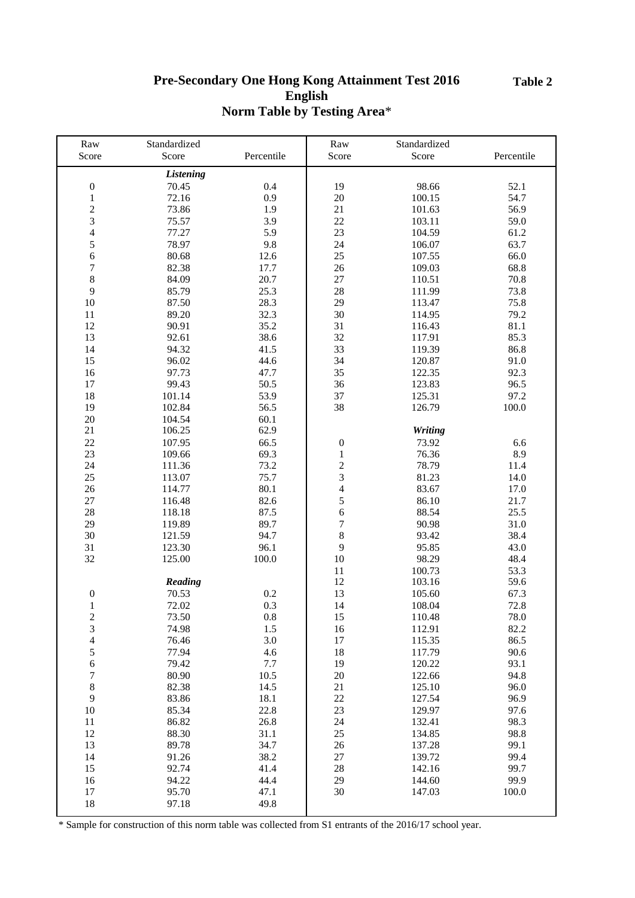# Pre-Secondary One Hong Kong Attainment Test 2016
## English
## Norm Table by Testing Area*

**Table 2**

| Raw Score | Standardized Score | Percentile | Raw Score | Standardized Score | Percentile |
|---|---|---|---|---|---|
| | ***Listening*** | | | | |
| 0 | 70.45 | 0.4 | 19 | 98.66 | 52.1 |
| 1 | 72.16 | 0.9 | 20 | 100.15 | 54.7 |
| 2 | 73.86 | 1.9 | 21 | 101.63 | 56.9 |
| 3 | 75.57 | 3.9 | 22 | 103.11 | 59.0 |
| 4 | 77.27 | 5.9 | 23 | 104.59 | 61.2 |
| 5 | 78.97 | 9.8 | 24 | 106.07 | 63.7 |
| 6 | 80.68 | 12.6 | 25 | 107.55 | 66.0 |
| 7 | 82.38 | 17.7 | 26 | 109.03 | 68.8 |
| 8 | 84.09 | 20.7 | 27 | 110.51 | 70.8 |
| 9 | 85.79 | 25.3 | 28 | 111.99 | 73.8 |
| 10 | 87.50 | 28.3 | 29 | 113.47 | 75.8 |
| 11 | 89.20 | 32.3 | 30 | 114.95 | 79.2 |
| 12 | 90.91 | 35.2 | 31 | 116.43 | 81.1 |
| 13 | 92.61 | 38.6 | 32 | 117.91 | 85.3 |
| 14 | 94.32 | 41.5 | 33 | 119.39 | 86.8 |
| 15 | 96.02 | 44.6 | 34 | 120.87 | 91.0 |
| 16 | 97.73 | 47.7 | 35 | 122.35 | 92.3 |
| 17 | 99.43 | 50.5 | 36 | 123.83 | 96.5 |
| 18 | 101.14 | 53.9 | 37 | 125.31 | 97.2 |
| 19 | 102.84 | 56.5 | 38 | 126.79 | 100.0 |
| 20 | 104.54 | 60.1 | | | |
| 21 | 106.25 | 62.9 | | ***Writing*** | |
| 22 | 107.95 | 66.5 | 0 | 73.92 | 6.6 |
| 23 | 109.66 | 69.3 | 1 | 76.36 | 8.9 |
| 24 | 111.36 | 73.2 | 2 | 78.79 | 11.4 |
| 25 | 113.07 | 75.7 | 3 | 81.23 | 14.0 |
| 26 | 114.77 | 80.1 | 4 | 83.67 | 17.0 |
| 27 | 116.48 | 82.6 | 5 | 86.10 | 21.7 |
| 28 | 118.18 | 87.5 | 6 | 88.54 | 25.5 |
| 29 | 119.89 | 89.7 | 7 | 90.98 | 31.0 |
| 30 | 121.59 | 94.7 | 8 | 93.42 | 38.4 |
| 31 | 123.30 | 96.1 | 9 | 95.85 | 43.0 |
| 32 | 125.00 | 100.0 | 10 | 98.29 | 48.4 |
| | | | 11 | 100.73 | 53.3 |
| | ***Reading*** | | 12 | 103.16 | 59.6 |
| 0 | 70.53 | 0.2 | 13 | 105.60 | 67.3 |
| 1 | 72.02 | 0.3 | 14 | 108.04 | 72.8 |
| 2 | 73.50 | 0.8 | 15 | 110.48 | 78.0 |
| 3 | 74.98 | 1.5 | 16 | 112.91 | 82.2 |
| 4 | 76.46 | 3.0 | 17 | 115.35 | 86.5 |
| 5 | 77.94 | 4.6 | 18 | 117.79 | 90.6 |
| 6 | 79.42 | 7.7 | 19 | 120.22 | 93.1 |
| 7 | 80.90 | 10.5 | 20 | 122.66 | 94.8 |
| 8 | 82.38 | 14.5 | 21 | 125.10 | 96.0 |
| 9 | 83.86 | 18.1 | 22 | 127.54 | 96.9 |
| 10 | 85.34 | 22.8 | 23 | 129.97 | 97.6 |
| 11 | 86.82 | 26.8 | 24 | 132.41 | 98.3 |
| 12 | 88.30 | 31.1 | 25 | 134.85 | 98.8 |
| 13 | 89.78 | 34.7 | 26 | 137.28 | 99.1 |
| 14 | 91.26 | 38.2 | 27 | 139.72 | 99.4 |
| 15 | 92.74 | 41.4 | 28 | 142.16 | 99.7 |
| 16 | 94.22 | 44.4 | 29 | 144.60 | 99.9 |
| 17 | 95.70 | 47.1 | 30 | 147.03 | 100.0 |
| 18 | 97.18 | 49.8 | | | |

\* Sample for construction of this norm table was collected from S1 entrants of the 2016/17 school year.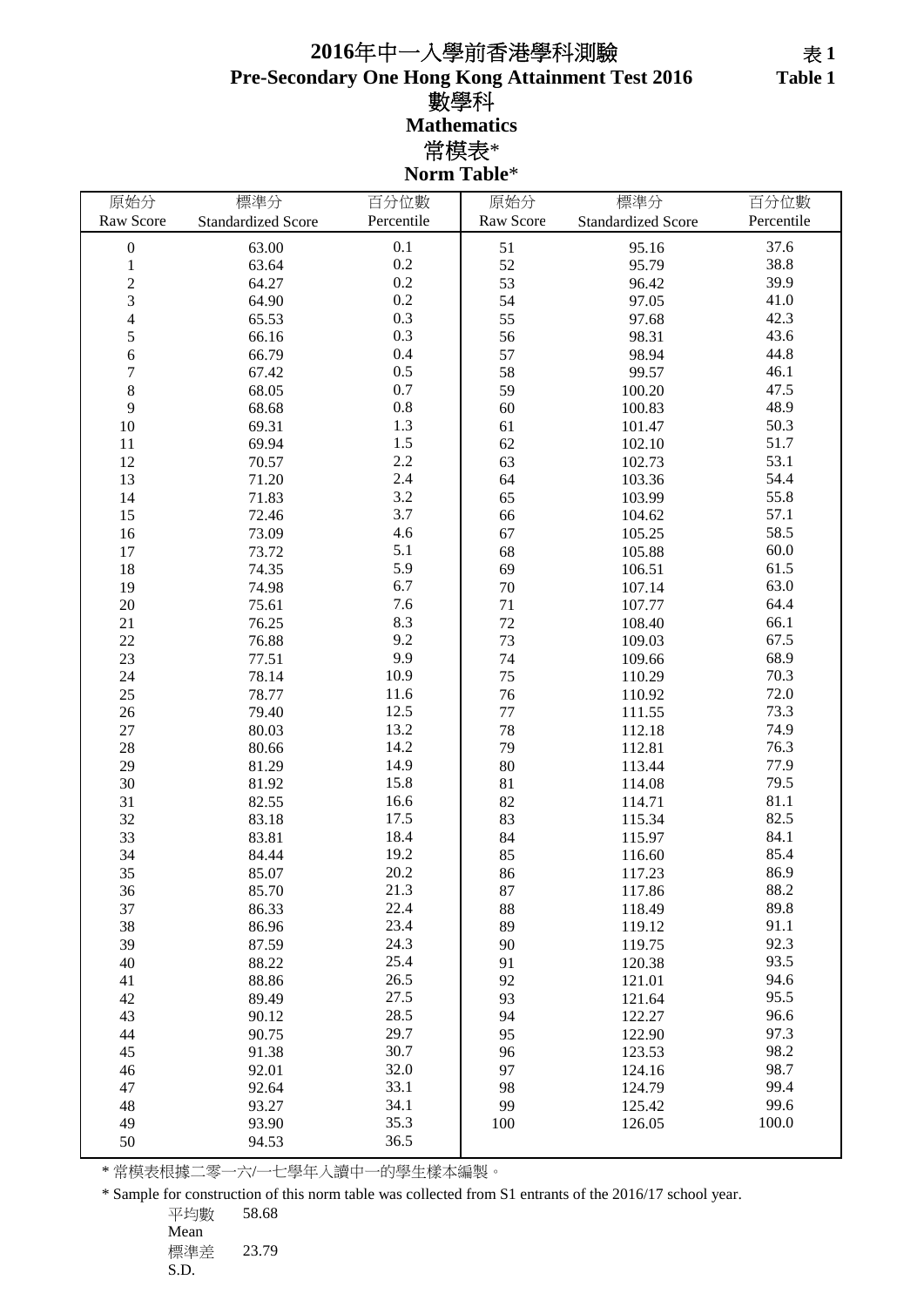# 2016年中一入學前香港學科測驗
# Pre-Secondary One Hong Kong Attainment Test 2016

表 **1**
**Table 1**

## 數學科
## Mathematics

### 常模表*
### Norm Table*

| 原始分 Raw Score | 標準分 Standardized Score | 百分位數 Percentile | 原始分 Raw Score | 標準分 Standardized Score | 百分位數 Percentile |
|---|---|---|---|---|---|
| 0 | 63.00 | 0.1 | 51 | 95.16 | 37.6 |
| 1 | 63.64 | 0.2 | 52 | 95.79 | 38.8 |
| 2 | 64.27 | 0.2 | 53 | 96.42 | 39.9 |
| 3 | 64.90 | 0.2 | 54 | 97.05 | 41.0 |
| 4 | 65.53 | 0.3 | 55 | 97.68 | 42.3 |
| 5 | 66.16 | 0.3 | 56 | 98.31 | 43.6 |
| 6 | 66.79 | 0.4 | 57 | 98.94 | 44.8 |
| 7 | 67.42 | 0.5 | 58 | 99.57 | 46.1 |
| 8 | 68.05 | 0.7 | 59 | 100.20 | 47.5 |
| 9 | 68.68 | 0.8 | 60 | 100.83 | 48.9 |
| 10 | 69.31 | 1.3 | 61 | 101.47 | 50.3 |
| 11 | 69.94 | 1.5 | 62 | 102.10 | 51.7 |
| 12 | 70.57 | 2.2 | 63 | 102.73 | 53.1 |
| 13 | 71.20 | 2.4 | 64 | 103.36 | 54.4 |
| 14 | 71.83 | 3.2 | 65 | 103.99 | 55.8 |
| 15 | 72.46 | 3.7 | 66 | 104.62 | 57.1 |
| 16 | 73.09 | 4.6 | 67 | 105.25 | 58.5 |
| 17 | 73.72 | 5.1 | 68 | 105.88 | 60.0 |
| 18 | 74.35 | 5.9 | 69 | 106.51 | 61.5 |
| 19 | 74.98 | 6.7 | 70 | 107.14 | 63.0 |
| 20 | 75.61 | 7.6 | 71 | 107.77 | 64.4 |
| 21 | 76.25 | 8.3 | 72 | 108.40 | 66.1 |
| 22 | 76.88 | 9.2 | 73 | 109.03 | 67.5 |
| 23 | 77.51 | 9.9 | 74 | 109.66 | 68.9 |
| 24 | 78.14 | 10.9 | 75 | 110.29 | 70.3 |
| 25 | 78.77 | 11.6 | 76 | 110.92 | 72.0 |
| 26 | 79.40 | 12.5 | 77 | 111.55 | 73.3 |
| 27 | 80.03 | 13.2 | 78 | 112.18 | 74.9 |
| 28 | 80.66 | 14.2 | 79 | 112.81 | 76.3 |
| 29 | 81.29 | 14.9 | 80 | 113.44 | 77.9 |
| 30 | 81.92 | 15.8 | 81 | 114.08 | 79.5 |
| 31 | 82.55 | 16.6 | 82 | 114.71 | 81.1 |
| 32 | 83.18 | 17.5 | 83 | 115.34 | 82.5 |
| 33 | 83.81 | 18.4 | 84 | 115.97 | 84.1 |
| 34 | 84.44 | 19.2 | 85 | 116.60 | 85.4 |
| 35 | 85.07 | 20.2 | 86 | 117.23 | 86.9 |
| 36 | 85.70 | 21.3 | 87 | 117.86 | 88.2 |
| 37 | 86.33 | 22.4 | 88 | 118.49 | 89.8 |
| 38 | 86.96 | 23.4 | 89 | 119.12 | 91.1 |
| 39 | 87.59 | 24.3 | 90 | 119.75 | 92.3 |
| 40 | 88.22 | 25.4 | 91 | 120.38 | 93.5 |
| 41 | 88.86 | 26.5 | 92 | 121.01 | 94.6 |
| 42 | 89.49 | 27.5 | 93 | 121.64 | 95.5 |
| 43 | 90.12 | 28.5 | 94 | 122.27 | 96.6 |
| 44 | 90.75 | 29.7 | 95 | 122.90 | 97.3 |
| 45 | 91.38 | 30.7 | 96 | 123.53 | 98.2 |
| 46 | 92.01 | 32.0 | 97 | 124.16 | 98.7 |
| 47 | 92.64 | 33.1 | 98 | 124.79 | 99.4 |
| 48 | 93.27 | 34.1 | 99 | 125.42 | 99.6 |
| 49 | 93.90 | 35.3 | 100 | 126.05 | 100.0 |
| 50 | 94.53 | 36.5 | | | |

* 常模表根據二零一六/一七學年入讀中一的學生樣本編製。

* Sample for construction of this norm table was collected from S1 entrants of the 2016/17 school year.

平均數 Mean 58.68

標準差 S.D. 23.79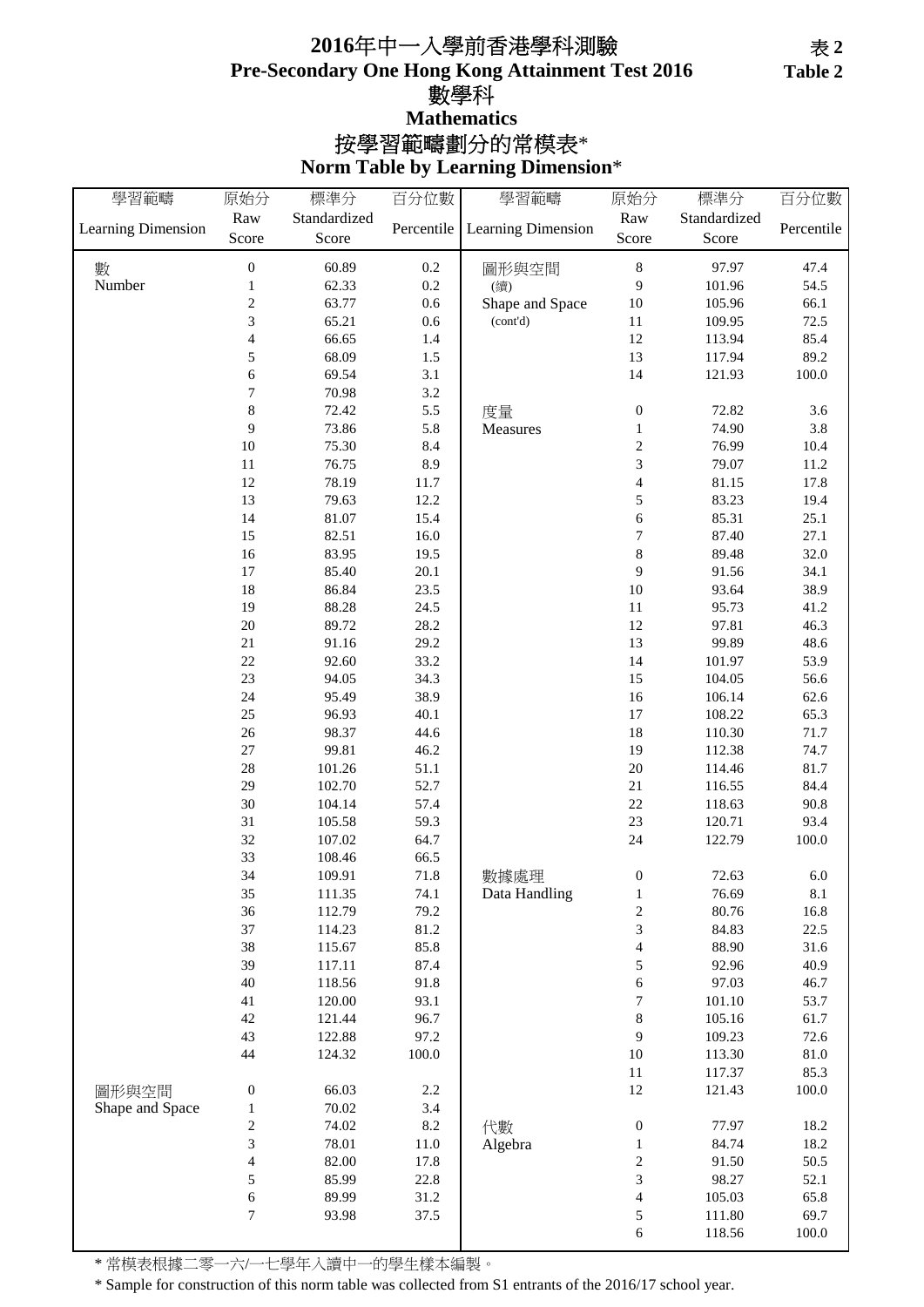# 2016年中一入學前香港學科測驗
# Pre-Secondary One Hong Kong Attainment Test 2016

**表 2**
**Table 2**

## 數學科
## Mathematics

## 按學習範疇劃分的常模表*
## Norm Table by Learning Dimension*

| 學習範疇 Learning Dimension | 原始分 Raw Score | 標準分 Standardized Score | 百分位數 Percentile | 學習範疇 Learning Dimension | 原始分 Raw Score | 標準分 Standardized Score | 百分位數 Percentile |
|---|---|---|---|---|---|---|---|
| 數 Number | 0 | 60.89 | 0.2 | 圖形與空間 (續) Shape and Space (cont'd) | 8 | 97.97 | 47.4 |
| | 1 | 62.33 | 0.2 | | 9 | 101.96 | 54.5 |
| | 2 | 63.77 | 0.6 | | 10 | 105.96 | 66.1 |
| | 3 | 65.21 | 0.6 | | 11 | 109.95 | 72.5 |
| | 4 | 66.65 | 1.4 | | 12 | 113.94 | 85.4 |
| | 5 | 68.09 | 1.5 | | 13 | 117.94 | 89.2 |
| | 6 | 69.54 | 3.1 | | 14 | 121.93 | 100.0 |
| | 7 | 70.98 | 3.2 | | | | |
| | 8 | 72.42 | 5.5 | 度量 Measures | 0 | 72.82 | 3.6 |
| | 9 | 73.86 | 5.8 | | 1 | 74.90 | 3.8 |
| | 10 | 75.30 | 8.4 | | 2 | 76.99 | 10.4 |
| | 11 | 76.75 | 8.9 | | 3 | 79.07 | 11.2 |
| | 12 | 78.19 | 11.7 | | 4 | 81.15 | 17.8 |
| | 13 | 79.63 | 12.2 | | 5 | 83.23 | 19.4 |
| | 14 | 81.07 | 15.4 | | 6 | 85.31 | 25.1 |
| | 15 | 82.51 | 16.0 | | 7 | 87.40 | 27.1 |
| | 16 | 83.95 | 19.5 | | 8 | 89.48 | 32.0 |
| | 17 | 85.40 | 20.1 | | 9 | 91.56 | 34.1 |
| | 18 | 86.84 | 23.5 | | 10 | 93.64 | 38.9 |
| | 19 | 88.28 | 24.5 | | 11 | 95.73 | 41.2 |
| | 20 | 89.72 | 28.2 | | 12 | 97.81 | 46.3 |
| | 21 | 91.16 | 29.2 | | 13 | 99.89 | 48.6 |
| | 22 | 92.60 | 33.2 | | 14 | 101.97 | 53.9 |
| | 23 | 94.05 | 34.3 | | 15 | 104.05 | 56.6 |
| | 24 | 95.49 | 38.9 | | 16 | 106.14 | 62.6 |
| | 25 | 96.93 | 40.1 | | 17 | 108.22 | 65.3 |
| | 26 | 98.37 | 44.6 | | 18 | 110.30 | 71.7 |
| | 27 | 99.81 | 46.2 | | 19 | 112.38 | 74.7 |
| | 28 | 101.26 | 51.1 | | 20 | 114.46 | 81.7 |
| | 29 | 102.70 | 52.7 | | 21 | 116.55 | 84.4 |
| | 30 | 104.14 | 57.4 | | 22 | 118.63 | 90.8 |
| | 31 | 105.58 | 59.3 | | 23 | 120.71 | 93.4 |
| | 32 | 107.02 | 64.7 | | 24 | 122.79 | 100.0 |
| | 33 | 108.46 | 66.5 | | | | |
| | 34 | 109.91 | 71.8 | 數據處理 Data Handling | 0 | 72.63 | 6.0 |
| | 35 | 111.35 | 74.1 | | 1 | 76.69 | 8.1 |
| | 36 | 112.79 | 79.2 | | 2 | 80.76 | 16.8 |
| | 37 | 114.23 | 81.2 | | 3 | 84.83 | 22.5 |
| | 38 | 115.67 | 85.8 | | 4 | 88.90 | 31.6 |
| | 39 | 117.11 | 87.4 | | 5 | 92.96 | 40.9 |
| | 40 | 118.56 | 91.8 | | 6 | 97.03 | 46.7 |
| | 41 | 120.00 | 93.1 | | 7 | 101.10 | 53.7 |
| | 42 | 121.44 | 96.7 | | 8 | 105.16 | 61.7 |
| | 43 | 122.88 | 97.2 | | 9 | 109.23 | 72.6 |
| | 44 | 124.32 | 100.0 | | 10 | 113.30 | 81.0 |
| | | | | | 11 | 117.37 | 85.3 |
| 圖形與空間 Shape and Space | 0 | 66.03 | 2.2 | | 12 | 121.43 | 100.0 |
| | 1 | 70.02 | 3.4 | | | | |
| | 2 | 74.02 | 8.2 | 代數 Algebra | 0 | 77.97 | 18.2 |
| | 3 | 78.01 | 11.0 | | 1 | 84.74 | 18.2 |
| | 4 | 82.00 | 17.8 | | 2 | 91.50 | 50.5 |
| | 5 | 85.99 | 22.8 | | 3 | 98.27 | 52.1 |
| | 6 | 89.99 | 31.2 | | 4 | 105.03 | 65.8 |
| | 7 | 93.98 | 37.5 | | 5 | 111.80 | 69.7 |
| | | | | | 6 | 118.56 | 100.0 |

* 常模表根據二零一六/一七學年入讀中一的學生樣本編製。

* Sample for construction of this norm table was collected from S1 entrants of the 2016/17 school year.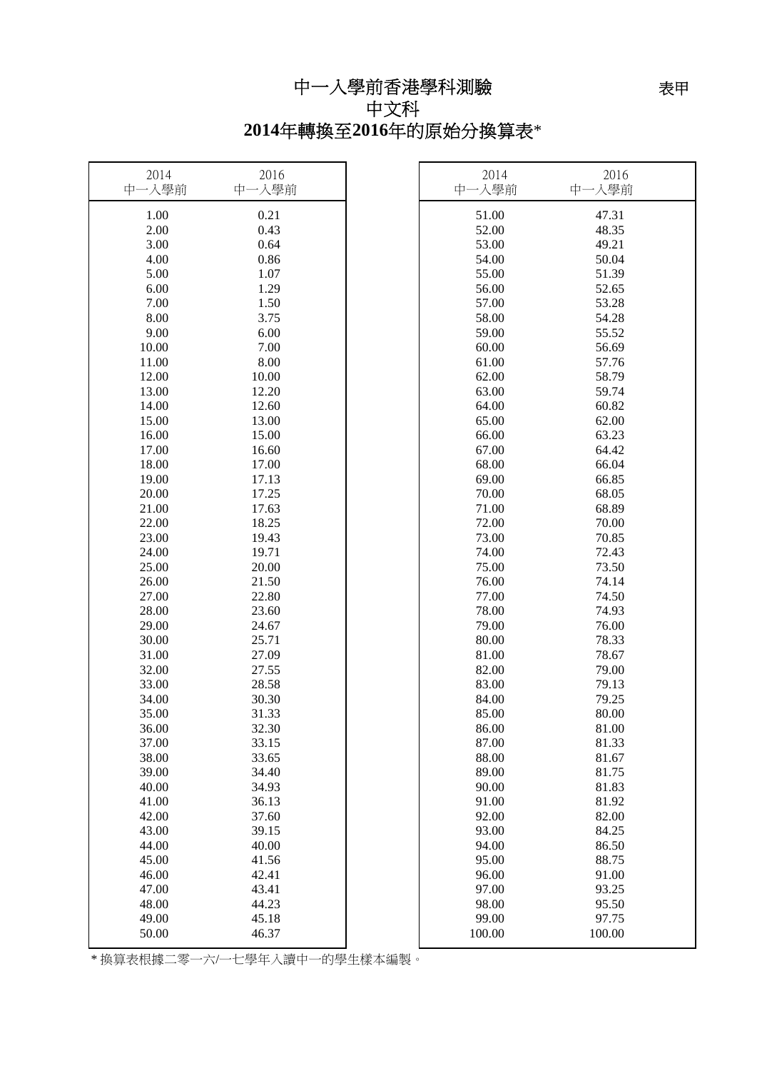# 中一入學前香港學科測驗

表甲

## 中文科

## **2014年轉換至2016年的原始分換算表***

| 2014 中一入學前 | 2016 中一入學前 | 2014 中一入學前 | 2016 中一入學前 |
|---|---|---|---|
| 1.00 | 0.21 | 51.00 | 47.31 |
| 2.00 | 0.43 | 52.00 | 48.35 |
| 3.00 | 0.64 | 53.00 | 49.21 |
| 4.00 | 0.86 | 54.00 | 50.04 |
| 5.00 | 1.07 | 55.00 | 51.39 |
| 6.00 | 1.29 | 56.00 | 52.65 |
| 7.00 | 1.50 | 57.00 | 53.28 |
| 8.00 | 3.75 | 58.00 | 54.28 |
| 9.00 | 6.00 | 59.00 | 55.52 |
| 10.00 | 7.00 | 60.00 | 56.69 |
| 11.00 | 8.00 | 61.00 | 57.76 |
| 12.00 | 10.00 | 62.00 | 58.79 |
| 13.00 | 12.20 | 63.00 | 59.74 |
| 14.00 | 12.60 | 64.00 | 60.82 |
| 15.00 | 13.00 | 65.00 | 62.00 |
| 16.00 | 15.00 | 66.00 | 63.23 |
| 17.00 | 16.60 | 67.00 | 64.42 |
| 18.00 | 17.00 | 68.00 | 66.04 |
| 19.00 | 17.13 | 69.00 | 66.85 |
| 20.00 | 17.25 | 70.00 | 68.05 |
| 21.00 | 17.63 | 71.00 | 68.89 |
| 22.00 | 18.25 | 72.00 | 70.00 |
| 23.00 | 19.43 | 73.00 | 70.85 |
| 24.00 | 19.71 | 74.00 | 72.43 |
| 25.00 | 20.00 | 75.00 | 73.50 |
| 26.00 | 21.50 | 76.00 | 74.14 |
| 27.00 | 22.80 | 77.00 | 74.50 |
| 28.00 | 23.60 | 78.00 | 74.93 |
| 29.00 | 24.67 | 79.00 | 76.00 |
| 30.00 | 25.71 | 80.00 | 78.33 |
| 31.00 | 27.09 | 81.00 | 78.67 |
| 32.00 | 27.55 | 82.00 | 79.00 |
| 33.00 | 28.58 | 83.00 | 79.13 |
| 34.00 | 30.30 | 84.00 | 79.25 |
| 35.00 | 31.33 | 85.00 | 80.00 |
| 36.00 | 32.30 | 86.00 | 81.00 |
| 37.00 | 33.15 | 87.00 | 81.33 |
| 38.00 | 33.65 | 88.00 | 81.67 |
| 39.00 | 34.40 | 89.00 | 81.75 |
| 40.00 | 34.93 | 90.00 | 81.83 |
| 41.00 | 36.13 | 91.00 | 81.92 |
| 42.00 | 37.60 | 92.00 | 82.00 |
| 43.00 | 39.15 | 93.00 | 84.25 |
| 44.00 | 40.00 | 94.00 | 86.50 |
| 45.00 | 41.56 | 95.00 | 88.75 |
| 46.00 | 42.41 | 96.00 | 91.00 |
| 47.00 | 43.41 | 97.00 | 93.25 |
| 48.00 | 44.23 | 98.00 | 95.50 |
| 49.00 | 45.18 | 99.00 | 97.75 |
| 50.00 | 46.37 | 100.00 | 100.00 |

* 換算表根據二零一六/一七學年入讀中一的學生樣本編製。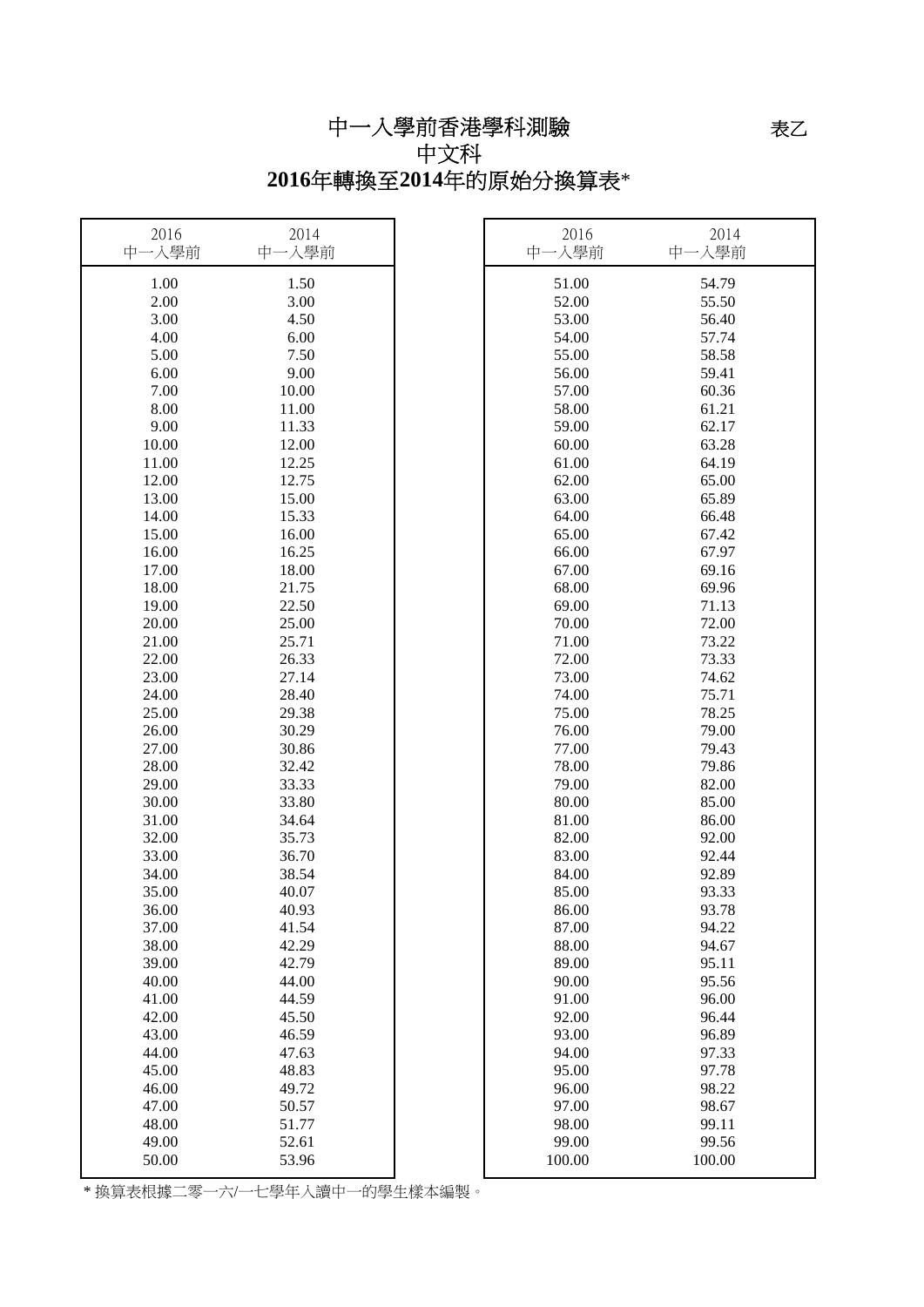# 中一入學前香港學科測驗

表乙

## 中文科

## 2016年轉換至2014年的原始分換算表*

| 2016 中一入學前 | 2014 中一入學前 | 2016 中一入學前 | 2014 中一入學前 |
|---|---|---|---|
| 1.00 | 1.50 | 51.00 | 54.79 |
| 2.00 | 3.00 | 52.00 | 55.50 |
| 3.00 | 4.50 | 53.00 | 56.40 |
| 4.00 | 6.00 | 54.00 | 57.74 |
| 5.00 | 7.50 | 55.00 | 58.58 |
| 6.00 | 9.00 | 56.00 | 59.41 |
| 7.00 | 10.00 | 57.00 | 60.36 |
| 8.00 | 11.00 | 58.00 | 61.21 |
| 9.00 | 11.33 | 59.00 | 62.17 |
| 10.00 | 12.00 | 60.00 | 63.28 |
| 11.00 | 12.25 | 61.00 | 64.19 |
| 12.00 | 12.75 | 62.00 | 65.00 |
| 13.00 | 15.00 | 63.00 | 65.89 |
| 14.00 | 15.33 | 64.00 | 66.48 |
| 15.00 | 16.00 | 65.00 | 67.42 |
| 16.00 | 16.25 | 66.00 | 67.97 |
| 17.00 | 18.00 | 67.00 | 69.16 |
| 18.00 | 21.75 | 68.00 | 69.96 |
| 19.00 | 22.50 | 69.00 | 71.13 |
| 20.00 | 25.00 | 70.00 | 72.00 |
| 21.00 | 25.71 | 71.00 | 73.22 |
| 22.00 | 26.33 | 72.00 | 73.33 |
| 23.00 | 27.14 | 73.00 | 74.62 |
| 24.00 | 28.40 | 74.00 | 75.71 |
| 25.00 | 29.38 | 75.00 | 78.25 |
| 26.00 | 30.29 | 76.00 | 79.00 |
| 27.00 | 30.86 | 77.00 | 79.43 |
| 28.00 | 32.42 | 78.00 | 79.86 |
| 29.00 | 33.33 | 79.00 | 82.00 |
| 30.00 | 33.80 | 80.00 | 85.00 |
| 31.00 | 34.64 | 81.00 | 86.00 |
| 32.00 | 35.73 | 82.00 | 92.00 |
| 33.00 | 36.70 | 83.00 | 92.44 |
| 34.00 | 38.54 | 84.00 | 92.89 |
| 35.00 | 40.07 | 85.00 | 93.33 |
| 36.00 | 40.93 | 86.00 | 93.78 |
| 37.00 | 41.54 | 87.00 | 94.22 |
| 38.00 | 42.29 | 88.00 | 94.67 |
| 39.00 | 42.79 | 89.00 | 95.11 |
| 40.00 | 44.00 | 90.00 | 95.56 |
| 41.00 | 44.59 | 91.00 | 96.00 |
| 42.00 | 45.50 | 92.00 | 96.44 |
| 43.00 | 46.59 | 93.00 | 96.89 |
| 44.00 | 47.63 | 94.00 | 97.33 |
| 45.00 | 48.83 | 95.00 | 97.78 |
| 46.00 | 49.72 | 96.00 | 98.22 |
| 47.00 | 50.57 | 97.00 | 98.67 |
| 48.00 | 51.77 | 98.00 | 99.11 |
| 49.00 | 52.61 | 99.00 | 99.56 |
| 50.00 | 53.96 | 100.00 | 100.00 |

* 換算表根據二零一六/一七學年入讀中一的學生樣本編製。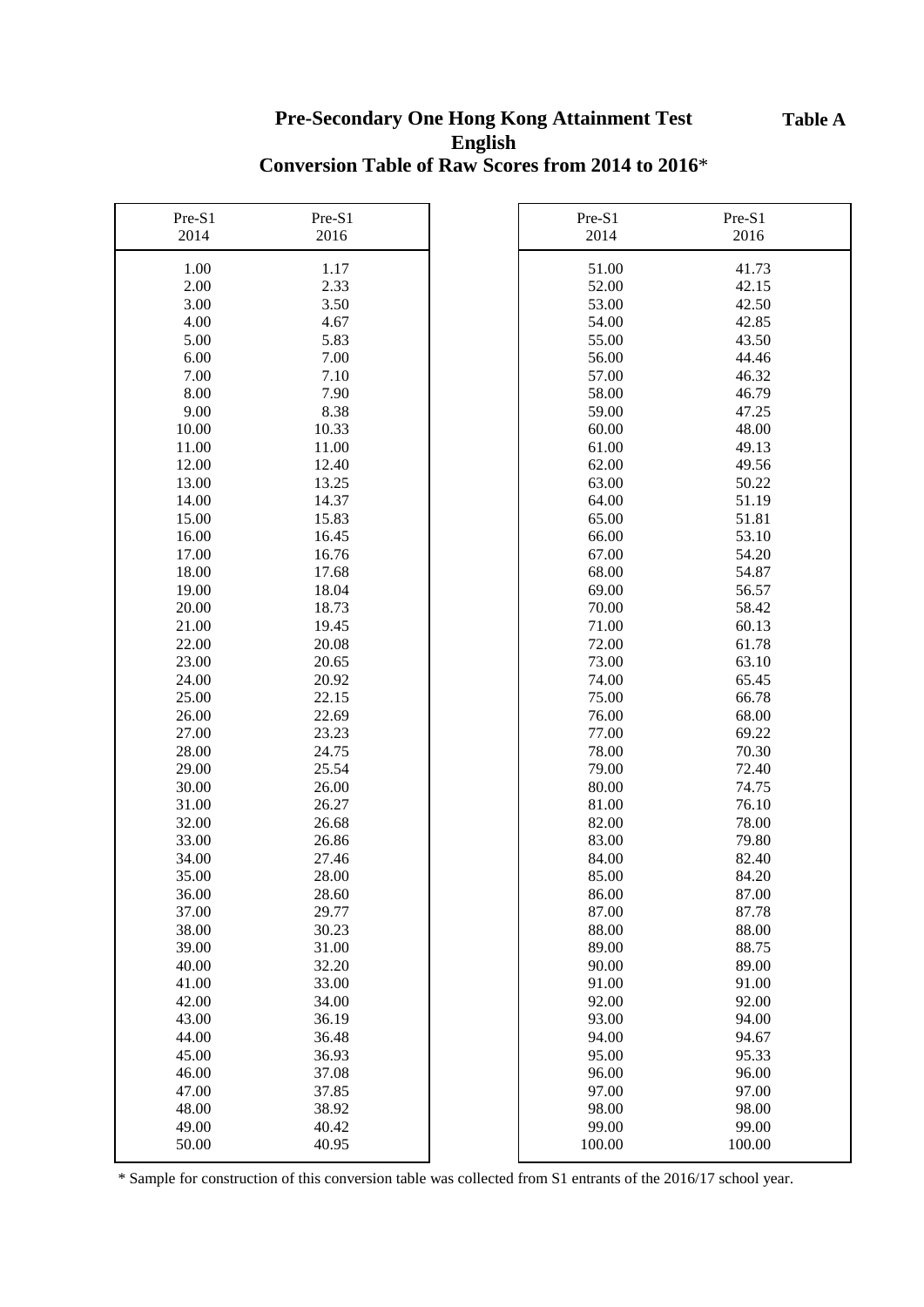**Table A**

# Pre-Secondary One Hong Kong Attainment Test
## English
## Conversion Table of Raw Scores from 2014 to 2016*

| Pre-S1 2014 | Pre-S1 2016 |
|---|---|
| 1.00 | 1.17 |
| 2.00 | 2.33 |
| 3.00 | 3.50 |
| 4.00 | 4.67 |
| 5.00 | 5.83 |
| 6.00 | 7.00 |
| 7.00 | 7.10 |
| 8.00 | 7.90 |
| 9.00 | 8.38 |
| 10.00 | 10.33 |
| 11.00 | 11.00 |
| 12.00 | 12.40 |
| 13.00 | 13.25 |
| 14.00 | 14.37 |
| 15.00 | 15.83 |
| 16.00 | 16.45 |
| 17.00 | 16.76 |
| 18.00 | 17.68 |
| 19.00 | 18.04 |
| 20.00 | 18.73 |
| 21.00 | 19.45 |
| 22.00 | 20.08 |
| 23.00 | 20.65 |
| 24.00 | 20.92 |
| 25.00 | 22.15 |
| 26.00 | 22.69 |
| 27.00 | 23.23 |
| 28.00 | 24.75 |
| 29.00 | 25.54 |
| 30.00 | 26.00 |
| 31.00 | 26.27 |
| 32.00 | 26.68 |
| 33.00 | 26.86 |
| 34.00 | 27.46 |
| 35.00 | 28.00 |
| 36.00 | 28.60 |
| 37.00 | 29.77 |
| 38.00 | 30.23 |
| 39.00 | 31.00 |
| 40.00 | 32.20 |
| 41.00 | 33.00 |
| 42.00 | 34.00 |
| 43.00 | 36.19 |
| 44.00 | 36.48 |
| 45.00 | 36.93 |
| 46.00 | 37.08 |
| 47.00 | 37.85 |
| 48.00 | 38.92 |
| 49.00 | 40.42 |
| 50.00 | 40.95 |
| 51.00 | 41.73 |
| 52.00 | 42.15 |
| 53.00 | 42.50 |
| 54.00 | 42.85 |
| 55.00 | 43.50 |
| 56.00 | 44.46 |
| 57.00 | 46.32 |
| 58.00 | 46.79 |
| 59.00 | 47.25 |
| 60.00 | 48.00 |
| 61.00 | 49.13 |
| 62.00 | 49.56 |
| 63.00 | 50.22 |
| 64.00 | 51.19 |
| 65.00 | 51.81 |
| 66.00 | 53.10 |
| 67.00 | 54.20 |
| 68.00 | 54.87 |
| 69.00 | 56.57 |
| 70.00 | 58.42 |
| 71.00 | 60.13 |
| 72.00 | 61.78 |
| 73.00 | 63.10 |
| 74.00 | 65.45 |
| 75.00 | 66.78 |
| 76.00 | 68.00 |
| 77.00 | 69.22 |
| 78.00 | 70.30 |
| 79.00 | 72.40 |
| 80.00 | 74.75 |
| 81.00 | 76.10 |
| 82.00 | 78.00 |
| 83.00 | 79.80 |
| 84.00 | 82.40 |
| 85.00 | 84.20 |
| 86.00 | 87.00 |
| 87.00 | 87.78 |
| 88.00 | 88.00 |
| 89.00 | 88.75 |
| 90.00 | 89.00 |
| 91.00 | 91.00 |
| 92.00 | 92.00 |
| 93.00 | 94.00 |
| 94.00 | 94.67 |
| 95.00 | 95.33 |
| 96.00 | 96.00 |
| 97.00 | 97.00 |
| 98.00 | 98.00 |
| 99.00 | 99.00 |
| 100.00 | 100.00 |

* Sample for construction of this conversion table was collected from S1 entrants of the 2016/17 school year.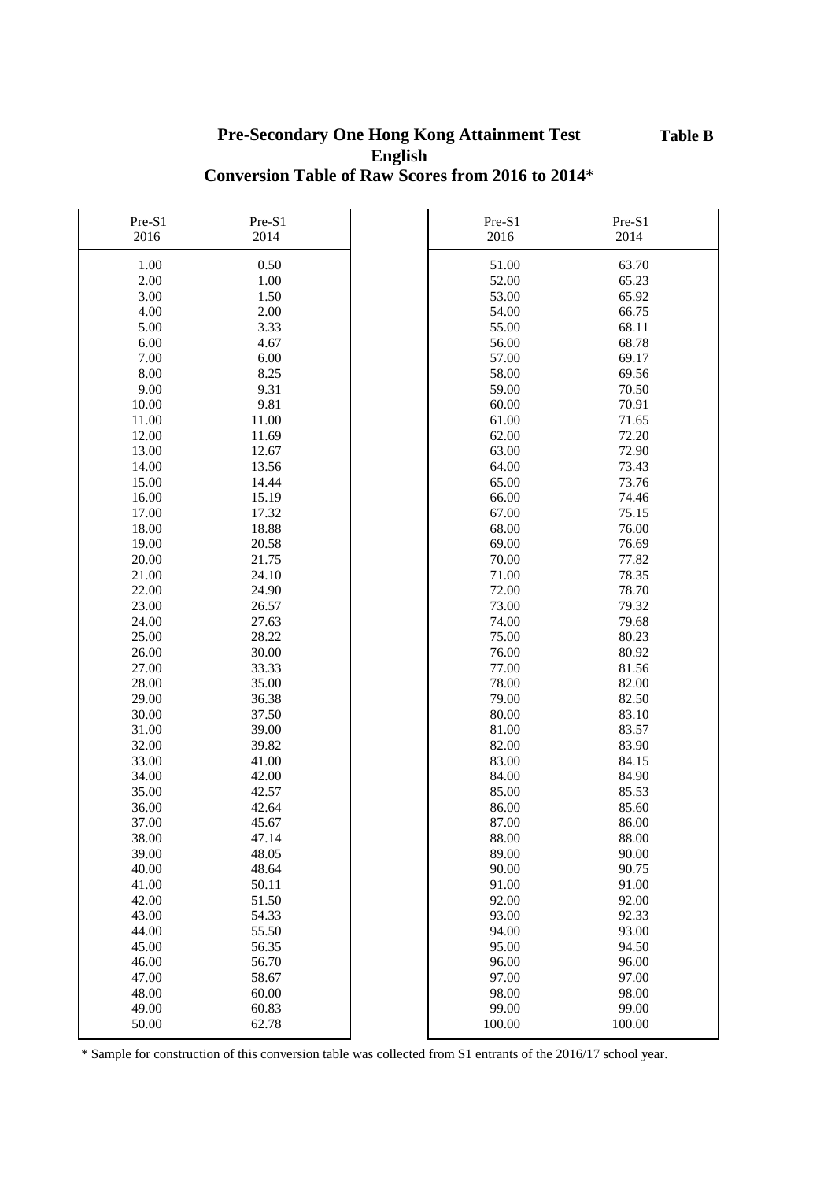**Table B**

# Pre-Secondary One Hong Kong Attainment Test
## English
## Conversion Table of Raw Scores from 2016 to 2014*

| Pre-S1 2016 | Pre-S1 2014 | Pre-S1 2016 | Pre-S1 2014 |
|---|---|---|---|
| 1.00 | 0.50 | 51.00 | 63.70 |
| 2.00 | 1.00 | 52.00 | 65.23 |
| 3.00 | 1.50 | 53.00 | 65.92 |
| 4.00 | 2.00 | 54.00 | 66.75 |
| 5.00 | 3.33 | 55.00 | 68.11 |
| 6.00 | 4.67 | 56.00 | 68.78 |
| 7.00 | 6.00 | 57.00 | 69.17 |
| 8.00 | 8.25 | 58.00 | 69.56 |
| 9.00 | 9.31 | 59.00 | 70.50 |
| 10.00 | 9.81 | 60.00 | 70.91 |
| 11.00 | 11.00 | 61.00 | 71.65 |
| 12.00 | 11.69 | 62.00 | 72.20 |
| 13.00 | 12.67 | 63.00 | 72.90 |
| 14.00 | 13.56 | 64.00 | 73.43 |
| 15.00 | 14.44 | 65.00 | 73.76 |
| 16.00 | 15.19 | 66.00 | 74.46 |
| 17.00 | 17.32 | 67.00 | 75.15 |
| 18.00 | 18.88 | 68.00 | 76.00 |
| 19.00 | 20.58 | 69.00 | 76.69 |
| 20.00 | 21.75 | 70.00 | 77.82 |
| 21.00 | 24.10 | 71.00 | 78.35 |
| 22.00 | 24.90 | 72.00 | 78.70 |
| 23.00 | 26.57 | 73.00 | 79.32 |
| 24.00 | 27.63 | 74.00 | 79.68 |
| 25.00 | 28.22 | 75.00 | 80.23 |
| 26.00 | 30.00 | 76.00 | 80.92 |
| 27.00 | 33.33 | 77.00 | 81.56 |
| 28.00 | 35.00 | 78.00 | 82.00 |
| 29.00 | 36.38 | 79.00 | 82.50 |
| 30.00 | 37.50 | 80.00 | 83.10 |
| 31.00 | 39.00 | 81.00 | 83.57 |
| 32.00 | 39.82 | 82.00 | 83.90 |
| 33.00 | 41.00 | 83.00 | 84.15 |
| 34.00 | 42.00 | 84.00 | 84.90 |
| 35.00 | 42.57 | 85.00 | 85.53 |
| 36.00 | 42.64 | 86.00 | 85.60 |
| 37.00 | 45.67 | 87.00 | 86.00 |
| 38.00 | 47.14 | 88.00 | 88.00 |
| 39.00 | 48.05 | 89.00 | 90.00 |
| 40.00 | 48.64 | 90.00 | 90.75 |
| 41.00 | 50.11 | 91.00 | 91.00 |
| 42.00 | 51.50 | 92.00 | 92.00 |
| 43.00 | 54.33 | 93.00 | 92.33 |
| 44.00 | 55.50 | 94.00 | 93.00 |
| 45.00 | 56.35 | 95.00 | 94.50 |
| 46.00 | 56.70 | 96.00 | 96.00 |
| 47.00 | 58.67 | 97.00 | 97.00 |
| 48.00 | 60.00 | 98.00 | 98.00 |
| 49.00 | 60.83 | 99.00 | 99.00 |
| 50.00 | 62.78 | 100.00 | 100.00 |

* Sample for construction of this conversion table was collected from S1 entrants of the 2016/17 school year.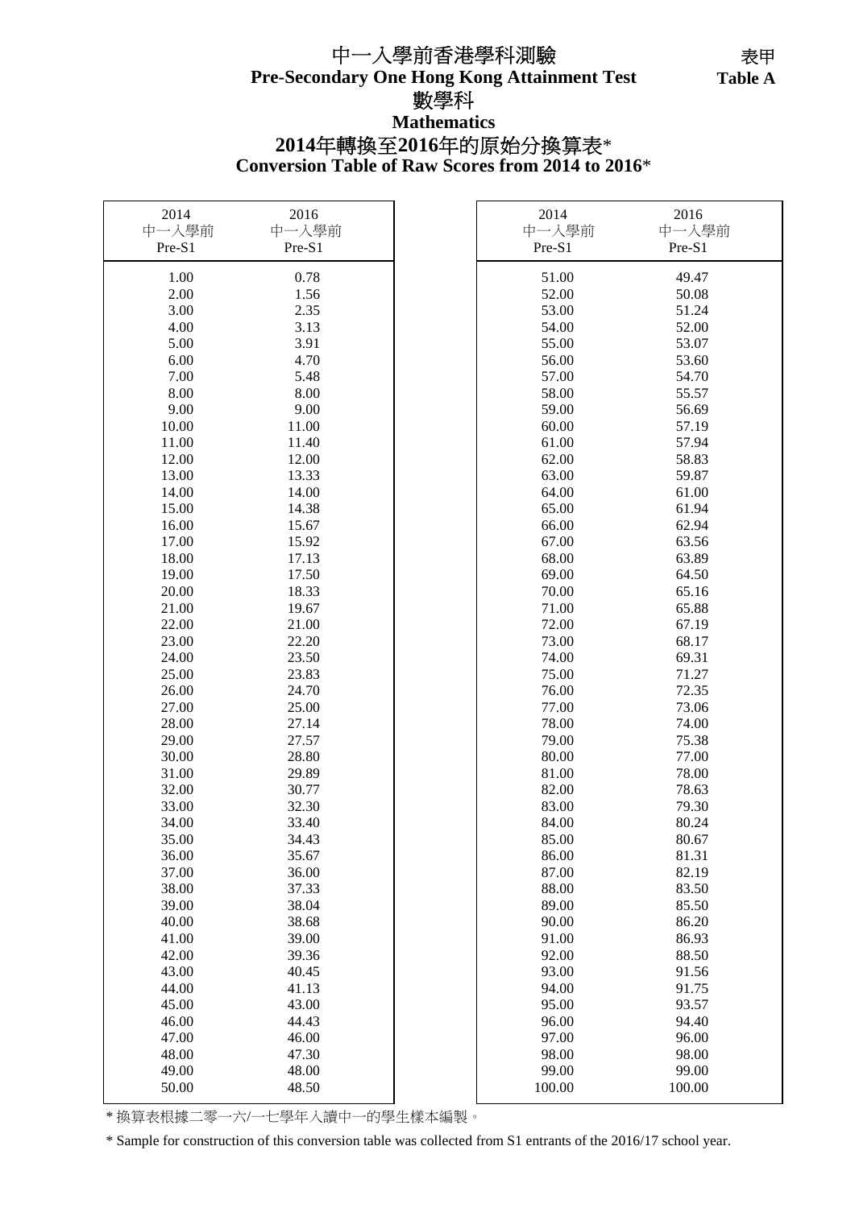表甲
**Table A**

# 中一入學前香港學科測驗
# Pre-Secondary One Hong Kong Attainment Test
## 數學科
## Mathematics
## 2014年轉換至2016年的原始分換算表*
## Conversion Table of Raw Scores from 2014 to 2016*

| 2014 中一入學前 Pre-S1 | 2016 中一入學前 Pre-S1 | 2014 中一入學前 Pre-S1 | 2016 中一入學前 Pre-S1 |
|---|---|---|---|
| 1.00 | 0.78 | 51.00 | 49.47 |
| 2.00 | 1.56 | 52.00 | 50.08 |
| 3.00 | 2.35 | 53.00 | 51.24 |
| 4.00 | 3.13 | 54.00 | 52.00 |
| 5.00 | 3.91 | 55.00 | 53.07 |
| 6.00 | 4.70 | 56.00 | 53.60 |
| 7.00 | 5.48 | 57.00 | 54.70 |
| 8.00 | 8.00 | 58.00 | 55.57 |
| 9.00 | 9.00 | 59.00 | 56.69 |
| 10.00 | 11.00 | 60.00 | 57.19 |
| 11.00 | 11.40 | 61.00 | 57.94 |
| 12.00 | 12.00 | 62.00 | 58.83 |
| 13.00 | 13.33 | 63.00 | 59.87 |
| 14.00 | 14.00 | 64.00 | 61.00 |
| 15.00 | 14.38 | 65.00 | 61.94 |
| 16.00 | 15.67 | 66.00 | 62.94 |
| 17.00 | 15.92 | 67.00 | 63.56 |
| 18.00 | 17.13 | 68.00 | 63.89 |
| 19.00 | 17.50 | 69.00 | 64.50 |
| 20.00 | 18.33 | 70.00 | 65.16 |
| 21.00 | 19.67 | 71.00 | 65.88 |
| 22.00 | 21.00 | 72.00 | 67.19 |
| 23.00 | 22.20 | 73.00 | 68.17 |
| 24.00 | 23.50 | 74.00 | 69.31 |
| 25.00 | 23.83 | 75.00 | 71.27 |
| 26.00 | 24.70 | 76.00 | 72.35 |
| 27.00 | 25.00 | 77.00 | 73.06 |
| 28.00 | 27.14 | 78.00 | 74.00 |
| 29.00 | 27.57 | 79.00 | 75.38 |
| 30.00 | 28.80 | 80.00 | 77.00 |
| 31.00 | 29.89 | 81.00 | 78.00 |
| 32.00 | 30.77 | 82.00 | 78.63 |
| 33.00 | 32.30 | 83.00 | 79.30 |
| 34.00 | 33.40 | 84.00 | 80.24 |
| 35.00 | 34.43 | 85.00 | 80.67 |
| 36.00 | 35.67 | 86.00 | 81.31 |
| 37.00 | 36.00 | 87.00 | 82.19 |
| 38.00 | 37.33 | 88.00 | 83.50 |
| 39.00 | 38.04 | 89.00 | 85.50 |
| 40.00 | 38.68 | 90.00 | 86.20 |
| 41.00 | 39.00 | 91.00 | 86.93 |
| 42.00 | 39.36 | 92.00 | 88.50 |
| 43.00 | 40.45 | 93.00 | 91.56 |
| 44.00 | 41.13 | 94.00 | 91.75 |
| 45.00 | 43.00 | 95.00 | 93.57 |
| 46.00 | 44.43 | 96.00 | 94.40 |
| 47.00 | 46.00 | 97.00 | 96.00 |
| 48.00 | 47.30 | 98.00 | 98.00 |
| 49.00 | 48.00 | 99.00 | 99.00 |
| 50.00 | 48.50 | 100.00 | 100.00 |

* 換算表根據二零一六/一七學年入讀中一的學生樣本編製。

* Sample for construction of this conversion table was collected from S1 entrants of the 2016/17 school year.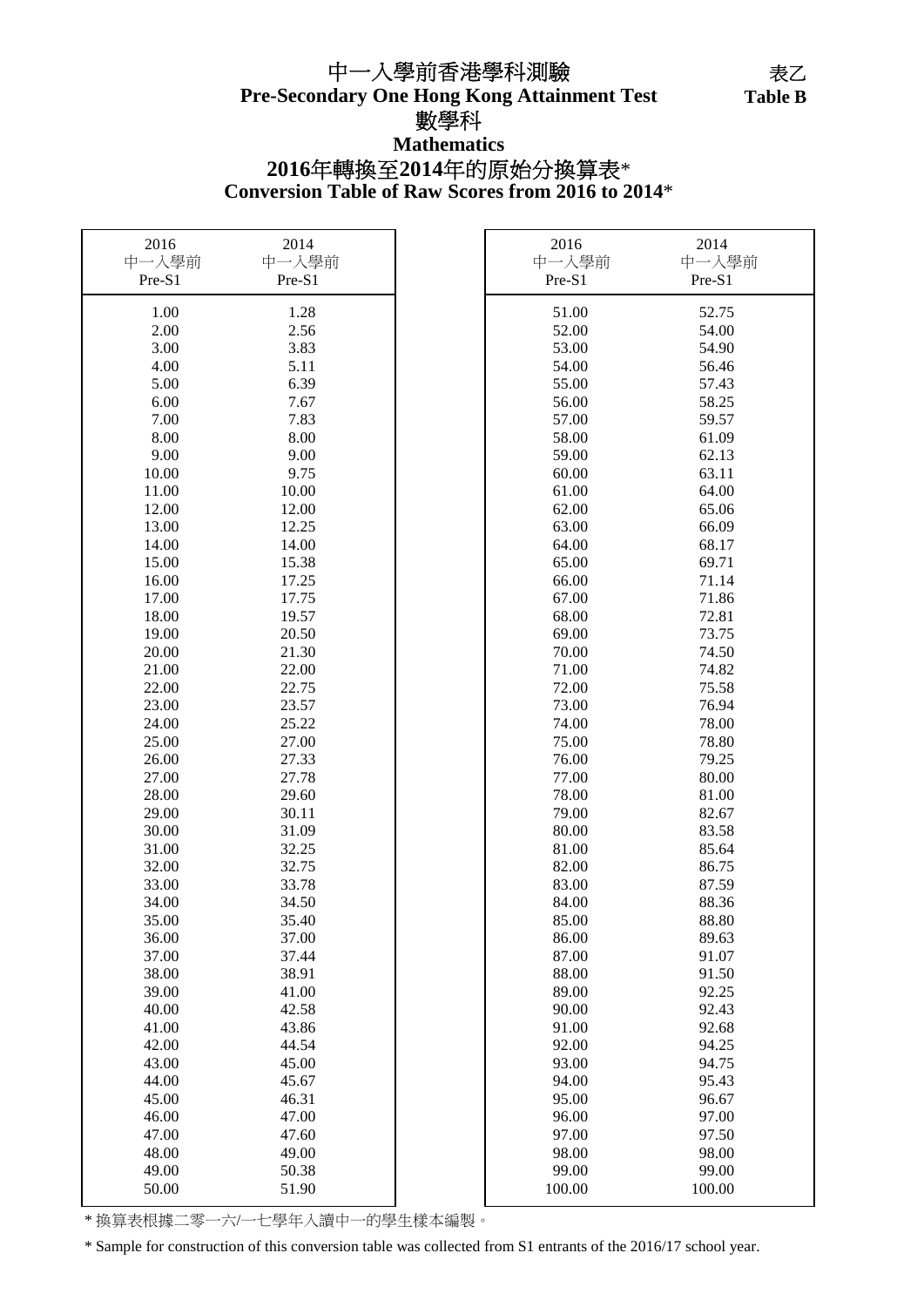# 中一入學前香港學科測驗

# Pre-Secondary One Hong Kong Attainment Test

表乙
**Table B**

## 數學科

## Mathematics

## 2016年轉換至2014年的原始分換算表*

## Conversion Table of Raw Scores from 2016 to 2014*

| 2016 中一入學前 Pre-S1 | 2014 中一入學前 Pre-S1 | 2016 中一入學前 Pre-S1 | 2014 中一入學前 Pre-S1 |
|---|---|---|---|
| 1.00 | 1.28 | 51.00 | 52.75 |
| 2.00 | 2.56 | 52.00 | 54.00 |
| 3.00 | 3.83 | 53.00 | 54.90 |
| 4.00 | 5.11 | 54.00 | 56.46 |
| 5.00 | 6.39 | 55.00 | 57.43 |
| 6.00 | 7.67 | 56.00 | 58.25 |
| 7.00 | 7.83 | 57.00 | 59.57 |
| 8.00 | 8.00 | 58.00 | 61.09 |
| 9.00 | 9.00 | 59.00 | 62.13 |
| 10.00 | 9.75 | 60.00 | 63.11 |
| 11.00 | 10.00 | 61.00 | 64.00 |
| 12.00 | 12.00 | 62.00 | 65.06 |
| 13.00 | 12.25 | 63.00 | 66.09 |
| 14.00 | 14.00 | 64.00 | 68.17 |
| 15.00 | 15.38 | 65.00 | 69.71 |
| 16.00 | 17.25 | 66.00 | 71.14 |
| 17.00 | 17.75 | 67.00 | 71.86 |
| 18.00 | 19.57 | 68.00 | 72.81 |
| 19.00 | 20.50 | 69.00 | 73.75 |
| 20.00 | 21.30 | 70.00 | 74.50 |
| 21.00 | 22.00 | 71.00 | 74.82 |
| 22.00 | 22.75 | 72.00 | 75.58 |
| 23.00 | 23.57 | 73.00 | 76.94 |
| 24.00 | 25.22 | 74.00 | 78.00 |
| 25.00 | 27.00 | 75.00 | 78.80 |
| 26.00 | 27.33 | 76.00 | 79.25 |
| 27.00 | 27.78 | 77.00 | 80.00 |
| 28.00 | 29.60 | 78.00 | 81.00 |
| 29.00 | 30.11 | 79.00 | 82.67 |
| 30.00 | 31.09 | 80.00 | 83.58 |
| 31.00 | 32.25 | 81.00 | 85.64 |
| 32.00 | 32.75 | 82.00 | 86.75 |
| 33.00 | 33.78 | 83.00 | 87.59 |
| 34.00 | 34.50 | 84.00 | 88.36 |
| 35.00 | 35.40 | 85.00 | 88.80 |
| 36.00 | 37.00 | 86.00 | 89.63 |
| 37.00 | 37.44 | 87.00 | 91.07 |
| 38.00 | 38.91 | 88.00 | 91.50 |
| 39.00 | 41.00 | 89.00 | 92.25 |
| 40.00 | 42.58 | 90.00 | 92.43 |
| 41.00 | 43.86 | 91.00 | 92.68 |
| 42.00 | 44.54 | 92.00 | 94.25 |
| 43.00 | 45.00 | 93.00 | 94.75 |
| 44.00 | 45.67 | 94.00 | 95.43 |
| 45.00 | 46.31 | 95.00 | 96.67 |
| 46.00 | 47.00 | 96.00 | 97.00 |
| 47.00 | 47.60 | 97.00 | 97.50 |
| 48.00 | 49.00 | 98.00 | 98.00 |
| 49.00 | 50.38 | 99.00 | 99.00 |
| 50.00 | 51.90 | 100.00 | 100.00 |

* 換算表根據二零一六/一七學年入讀中一的學生樣本編製。

* Sample for construction of this conversion table was collected from S1 entrants of the 2016/17 school year.